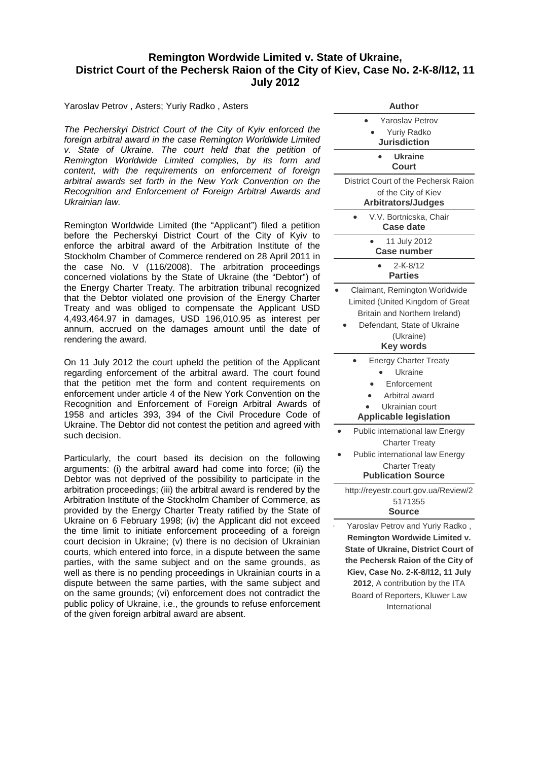# Remington Wordwide Limited v. State of Ukraine, District Court of the Pechersk Raion of the City of Kiev, Case No. 2-K-8/l12, 11 July 2012

Yaroslav Petrov , Asters; Yuriy Radko , Asters

*The Pecherskyi District Court of the City of Kyiv enforced the foreign arbitral award in the case Remington Worldwide Limited v. State of Ukraine. The court held that the petition of Remington Worldwide Limited complies, by its form and content, with the requirements on enforcement of foreign arbitral awards set forth in the New York Convention on the Recognition and Enforcement of Foreign Arbitral Awards and Ukrainian law.*

Remington Worldwide Limited (the "Applicant") filed a petition before the Pecherskyi District Court of the City of Kyiv to enforce the arbitral award of the Arbitration Institute of the Stockholm Chamber of Commerce rendered on 28 April 2011 in the case No. V (116/2008). The arbitration proceedings concerned violations by the State of Ukraine (the "Debtor") of the Energy Charter Treaty. The arbitration tribunal recognized that the Debtor violated one provision of the Energy Charter Treaty and was obliged to compensate the Applicant USD 4,493,464.97 in damages, USD 196,010.95 as interest per annum, accrued on the damages amount until the date of rendering the award.

On 11 July 2012 the court upheld the petition of the Applicant regarding enforcement of the arbitral award. The court found that the petition met the form and content requirements on enforcement under article 4 of the New York Convention on the Recognition and Enforcement of Foreign Arbitral Awards of 1958 and articles 393, 394 of the Civil Procedure Code of Ukraine. The Debtor did not contest the petition and agreed with such decision.

Particularly, the court based its decision on the following arguments: (i) the arbitral award had come into force; (ii) the Debtor was not deprived of the possibility to participate in the arbitration proceedings; (iii) the arbitral award is rendered by the Arbitration Institute of the Stockholm Chamber of Commerce, as provided by the Energy Charter Treaty ratified by the State of Ukraine on 6 February 1998; (iv) the Applicant did not exceed the time limit to initiate enforcement proceeding of a foreign court decision in Ukraine; (v) there is no decision of Ukrainian courts, which entered into force, in a dispute between the same parties, with the same subject and on the same grounds, as well as there is no pending proceedings in Ukrainian courts in a dispute between the same parties, with the same subject and on the same grounds; (vi) enforcement does not contradict the public policy of Ukraine, i.e., the grounds to refuse enforcement of the given foreign arbitral award are absent.

**Author**

- Yaroslav Petrov
- Yuriy Radko

**Jurisdiction**

- **Ukraine**

**Court**

District Court of the Pechersk Raion of the City of Kiev

**Arbitrators/Judges**

- V.V. Bortnicska, Chair

**Case date**

- 11 July 2012

**Case number**

- 2-K-8/12

**Parties**

- Claimant, Remington Worldwide Limited (United Kingdom of Great Britain and Northern Ireland)
- Defendant, State of Ukraine (Ukraine)

**Key words**

- Energy Charter Treaty
- Ukraine
- Enforcement
- Arbitral award
- Ukrainian court

**Applicable legislation**

- Public international law Energy Charter Treaty
- Public international law Energy Charter Treaty

**Publication Source**

http://reyestr.court.gov.ua/Review/25171355

**Source**

Yaroslav Petrov and Yuriy Radko , **Remington Wordwide Limited v. State of Ukraine, District Court of the Pechersk Raion of the City of Kiev, Case No. 2-K-8/l12, 11 July 2012**, A contribution by the ITA Board of Reporters, Kluwer Law International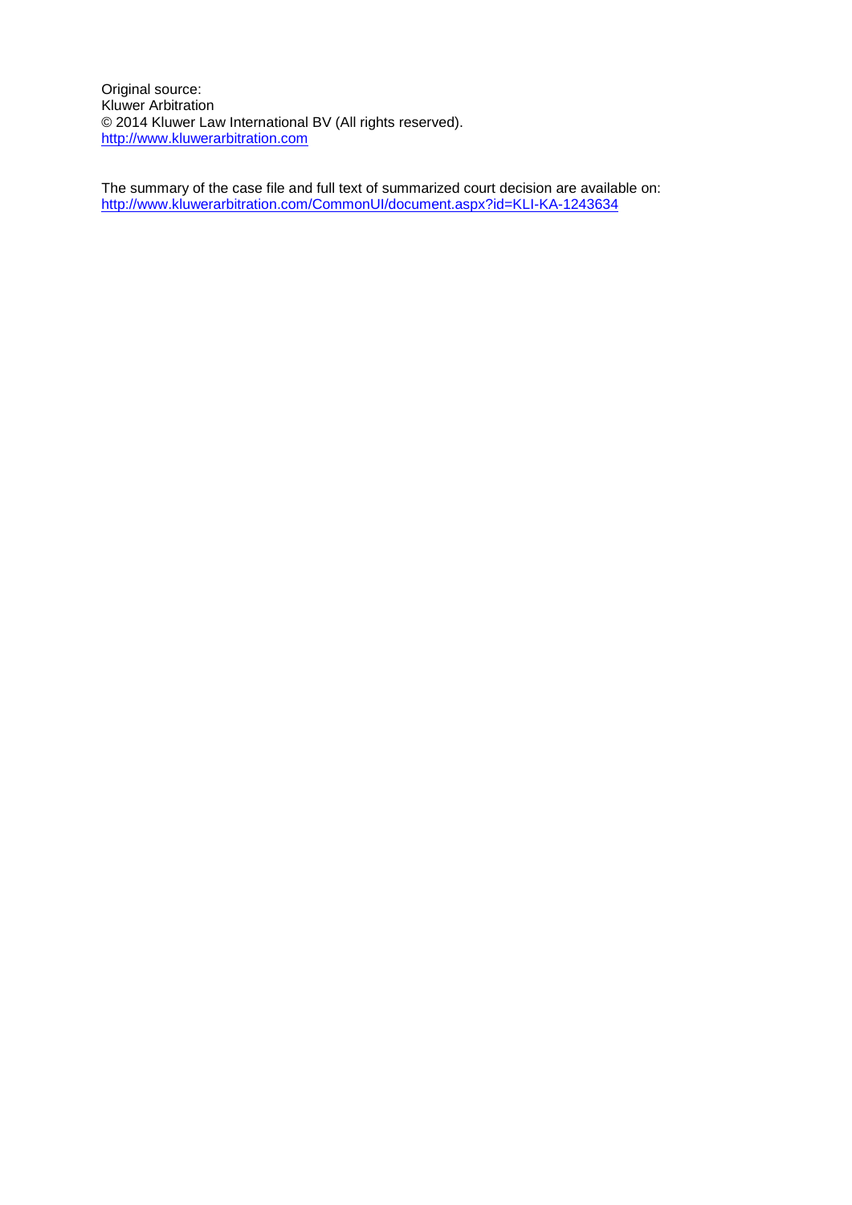Original source:
Kluwer Arbitration
© 2014 Kluwer Law International BV (All rights reserved).
http://www.kluwerarbitration.com

The summary of the case file and full text of summarized court decision are available on:
http://www.kluwerarbitration.com/CommonUI/document.aspx?id=KLI-KA-1243634